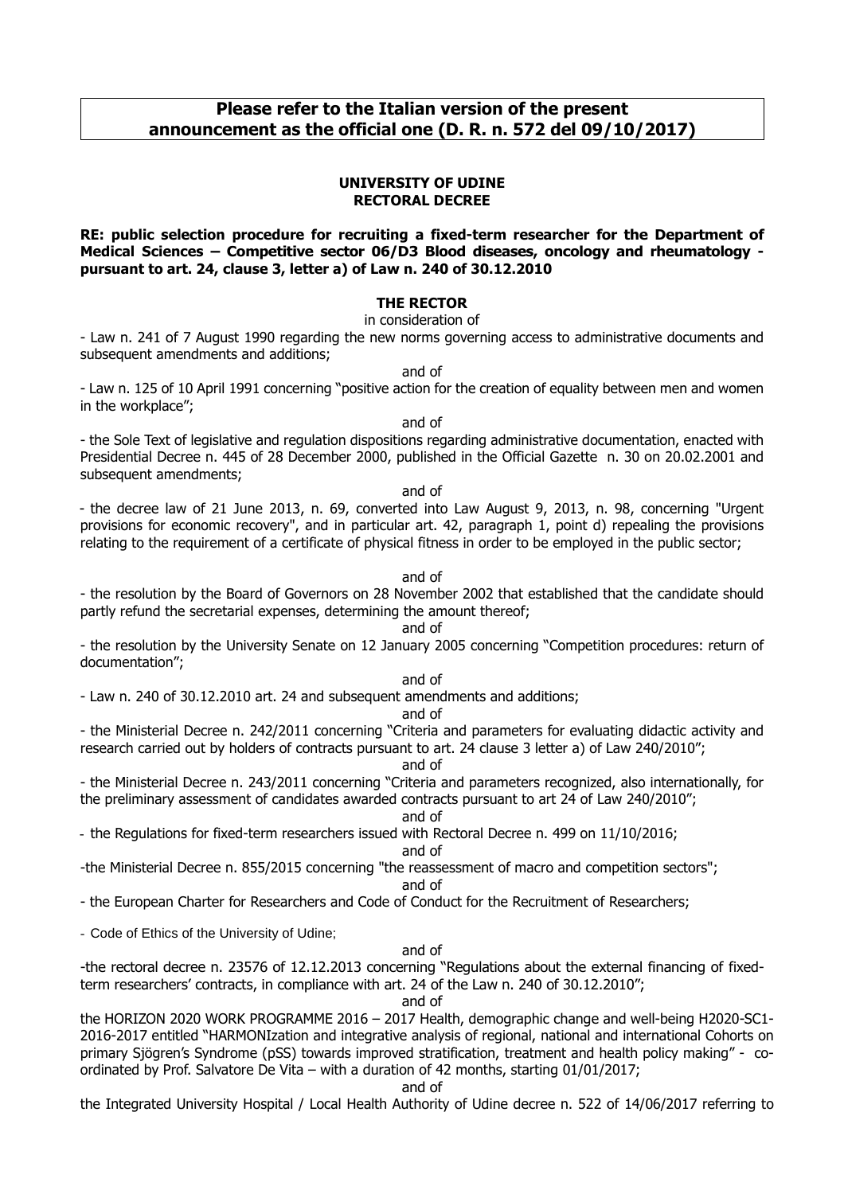**Please refer to the Italian version of the present announcement as the official one (D. R. n. 572 del 09/10/2017)**

**UNIVERSITY OF UDINE**
**RECTORAL DECREE**

**RE: public selection procedure for recruiting a fixed-term researcher for the Department of Medical Sciences – Competitive sector 06/D3 Blood diseases, oncology and rheumatology - pursuant to art. 24, clause 3, letter a) of Law n. 240 of 30.12.2010**

**THE RECTOR**

in consideration of

- Law n. 241 of 7 August 1990 regarding the new norms governing access to administrative documents and subsequent amendments and additions;

and of

- Law n. 125 of 10 April 1991 concerning "positive action for the creation of equality between men and women in the workplace";

and of

- the Sole Text of legislative and regulation dispositions regarding administrative documentation, enacted with Presidential Decree n. 445 of 28 December 2000, published in the Official Gazette n. 30 on 20.02.2001 and subsequent amendments;

and of

- the decree law of 21 June 2013, n. 69, converted into Law August 9, 2013, n. 98, concerning "Urgent provisions for economic recovery", and in particular art. 42, paragraph 1, point d) repealing the provisions relating to the requirement of a certificate of physical fitness in order to be employed in the public sector;

and of

- the resolution by the Board of Governors on 28 November 2002 that established that the candidate should partly refund the secretarial expenses, determining the amount thereof;

and of

- the resolution by the University Senate on 12 January 2005 concerning "Competition procedures: return of documentation";

and of

- Law n. 240 of 30.12.2010 art. 24 and subsequent amendments and additions;

and of

- the Ministerial Decree n. 242/2011 concerning "Criteria and parameters for evaluating didactic activity and research carried out by holders of contracts pursuant to art. 24 clause 3 letter a) of Law 240/2010";

and of

- the Ministerial Decree n. 243/2011 concerning "Criteria and parameters recognized, also internationally, for the preliminary assessment of candidates awarded contracts pursuant to art 24 of Law 240/2010";

and of

- the Regulations for fixed-term researchers issued with Rectoral Decree n. 499 on 11/10/2016;

and of

- the Ministerial Decree n. 855/2015 concerning "the reassessment of macro and competition sectors";

and of

- the European Charter for Researchers and Code of Conduct for the Recruitment of Researchers;

- Code of Ethics of the University of Udine;

and of

- the rectoral decree n. 23576 of 12.12.2013 concerning "Regulations about the external financing of fixed-term researchers' contracts, in compliance with art. 24 of the Law n. 240 of 30.12.2010";

and of

the HORIZON 2020 WORK PROGRAMME 2016 – 2017 Health, demographic change and well-being H2020-SC1-2016-2017 entitled "HARMONIzation and integrative analysis of regional, national and international Cohorts on primary Sjögren's Syndrome (pSS) towards improved stratification, treatment and health policy making" - co-ordinated by Prof. Salvatore De Vita – with a duration of 42 months, starting 01/01/2017;

and of

the Integrated University Hospital / Local Health Authority of Udine decree n. 522 of 14/06/2017 referring to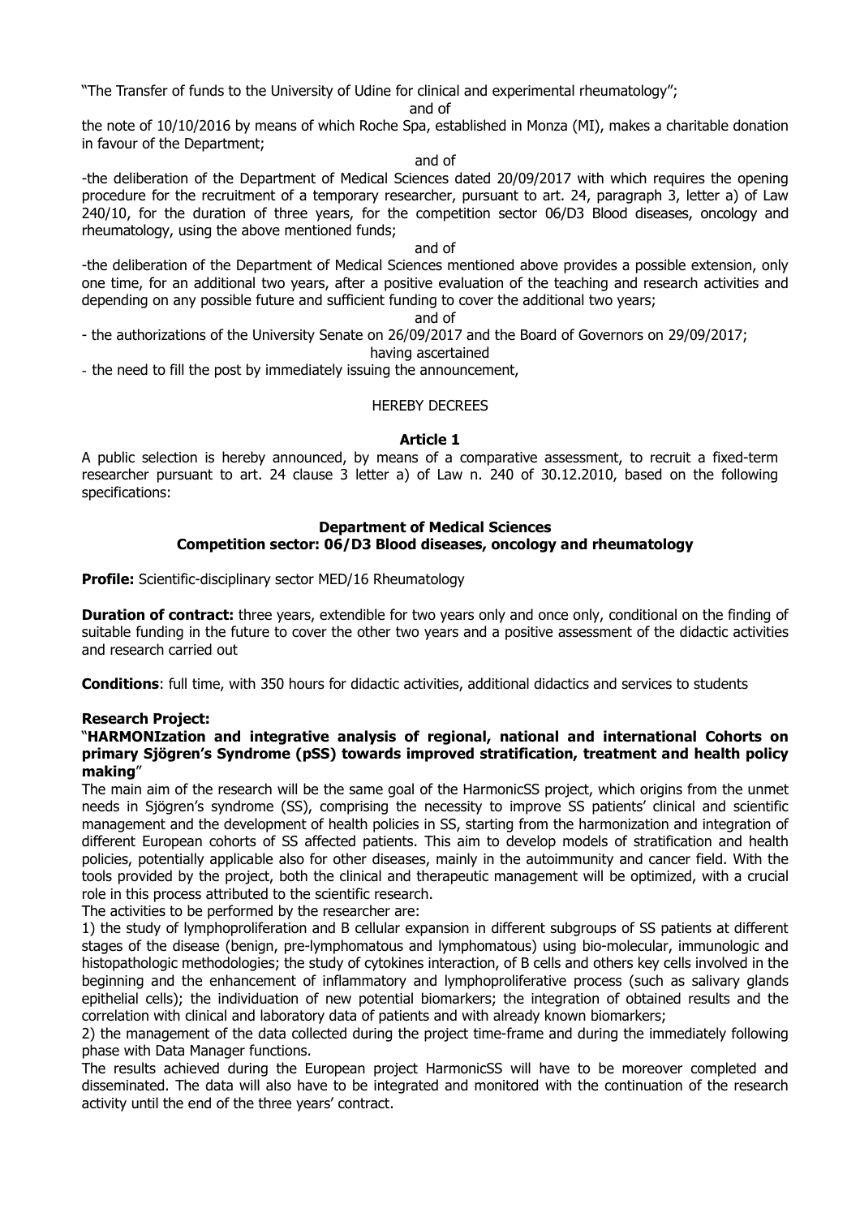"The Transfer of funds to the University of Udine for clinical and experimental rheumatology";

and of

the note of 10/10/2016 by means of which Roche Spa, established in Monza (MI), makes a charitable donation in favour of the Department;

and of

-the deliberation of the Department of Medical Sciences dated 20/09/2017 with which requires the opening procedure for the recruitment of a temporary researcher, pursuant to art. 24, paragraph 3, letter a) of Law 240/10, for the duration of three years, for the competition sector 06/D3 Blood diseases, oncology and rheumatology, using the above mentioned funds;

and of

-the deliberation of the Department of Medical Sciences mentioned above provides a possible extension, only one time, for an additional two years, after a positive evaluation of the teaching and research activities and depending on any possible future and sufficient funding to cover the additional two years;

and of

- the authorizations of the University Senate on 26/09/2017 and the Board of Governors on 29/09/2017;

having ascertained

- the need to fill the post by immediately issuing the announcement,

HEREBY DECREES

**Article 1**

A public selection is hereby announced, by means of a comparative assessment, to recruit a fixed-term researcher pursuant to art. 24 clause 3 letter a) of Law n. 240 of 30.12.2010, based on the following specifications:

**Department of Medical Sciences**
**Competition sector: 06/D3 Blood diseases, oncology and rheumatology**

**Profile:** Scientific-disciplinary sector MED/16 Rheumatology

**Duration of contract:** three years, extendible for two years only and once only, conditional on the finding of suitable funding in the future to cover the other two years and a positive assessment of the didactic activities and research carried out

**Conditions**: full time, with 350 hours for didactic activities, additional didactics and services to students

**Research Project:**

"**HARMONIzation and integrative analysis of regional, national and international Cohorts on primary Sjögren's Syndrome (pSS) towards improved stratification, treatment and health policy making**"

The main aim of the research will be the same goal of the HarmonicSS project, which origins from the unmet needs in Sjögren's syndrome (SS), comprising the necessity to improve SS patients' clinical and scientific management and the development of health policies in SS, starting from the harmonization and integration of different European cohorts of SS affected patients. This aim to develop models of stratification and health policies, potentially applicable also for other diseases, mainly in the autoimmunity and cancer field. With the tools provided by the project, both the clinical and therapeutic management will be optimized, with a crucial role in this process attributed to the scientific research.

The activities to be performed by the researcher are:

1) the study of lymphoproliferation and B cellular expansion in different subgroups of SS patients at different stages of the disease (benign, pre-lymphomatous and lymphomatous) using bio-molecular, immunologic and histopathologic methodologies; the study of cytokines interaction, of B cells and others key cells involved in the beginning and the enhancement of inflammatory and lymphoproliferative process (such as salivary glands epithelial cells); the individuation of new potential biomarkers; the integration of obtained results and the correlation with clinical and laboratory data of patients and with already known biomarkers;

2) the management of the data collected during the project time-frame and during the immediately following phase with Data Manager functions.

The results achieved during the European project HarmonicSS will have to be moreover completed and disseminated. The data will also have to be integrated and monitored with the continuation of the research activity until the end of the three years' contract.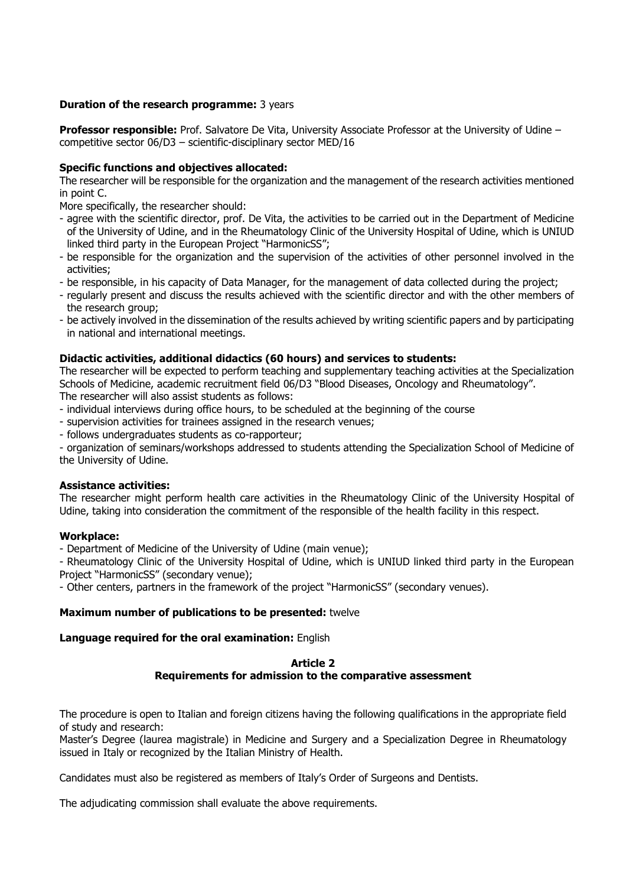**Duration of the research programme:** 3 years

**Professor responsible:** Prof. Salvatore De Vita, University Associate Professor at the University of Udine – competitive sector 06/D3 – scientific-disciplinary sector MED/16

**Specific functions and objectives allocated:**
The researcher will be responsible for the organization and the management of the research activities mentioned in point C.
More specifically, the researcher should:
- agree with the scientific director, prof. De Vita, the activities to be carried out in the Department of Medicine of the University of Udine, and in the Rheumatology Clinic of the University Hospital of Udine, which is UNIUD linked third party in the European Project "HarmonicSS";
- be responsible for the organization and the supervision of the activities of other personnel involved in the activities;
- be responsible, in his capacity of Data Manager, for the management of data collected during the project;
- regularly present and discuss the results achieved with the scientific director and with the other members of the research group;
- be actively involved in the dissemination of the results achieved by writing scientific papers and by participating in national and international meetings.

**Didactic activities, additional didactics (60 hours) and services to students:**
The researcher will be expected to perform teaching and supplementary teaching activities at the Specialization Schools of Medicine, academic recruitment field 06/D3 "Blood Diseases, Oncology and Rheumatology".
The researcher will also assist students as follows:
- individual interviews during office hours, to be scheduled at the beginning of the course
- supervision activities for trainees assigned in the research venues;
- follows undergraduates students as co-rapporteur;
- organization of seminars/workshops addressed to students attending the Specialization School of Medicine of the University of Udine.

**Assistance activities:**
The researcher might perform health care activities in the Rheumatology Clinic of the University Hospital of Udine, taking into consideration the commitment of the responsible of the health facility in this respect.

**Workplace:**
- Department of Medicine of the University of Udine (main venue);
- Rheumatology Clinic of the University Hospital of Udine, which is UNIUD linked third party in the European Project "HarmonicSS" (secondary venue);
- Other centers, partners in the framework of the project "HarmonicSS" (secondary venues).

**Maximum number of publications to be presented:** twelve

**Language required for the oral examination:** English

## Article 2
## Requirements for admission to the comparative assessment

The procedure is open to Italian and foreign citizens having the following qualifications in the appropriate field of study and research:
Master's Degree (laurea magistrale) in Medicine and Surgery and a Specialization Degree in Rheumatology issued in Italy or recognized by the Italian Ministry of Health.

Candidates must also be registered as members of Italy's Order of Surgeons and Dentists.

The adjudicating commission shall evaluate the above requirements.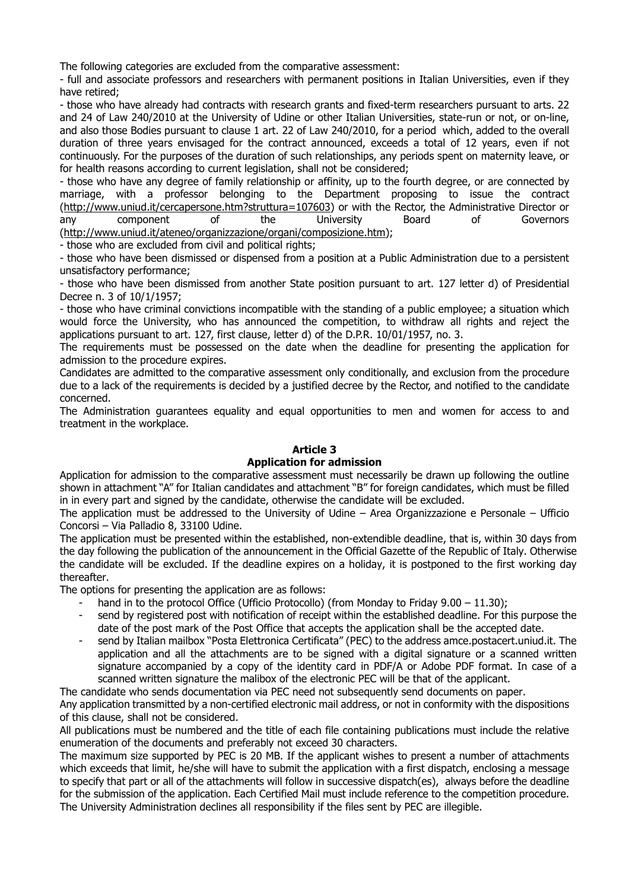The following categories are excluded from the comparative assessment:

- full and associate professors and researchers with permanent positions in Italian Universities, even if they have retired;
- those who have already had contracts with research grants and fixed-term researchers pursuant to arts. 22 and 24 of Law 240/2010 at the University of Udine or other Italian Universities, state-run or not, or on-line, and also those Bodies pursuant to clause 1 art. 22 of Law 240/2010, for a period which, added to the overall duration of three years envisaged for the contract announced, exceeds a total of 12 years, even if not continuously. For the purposes of the duration of such relationships, any periods spent on maternity leave, or for health reasons according to current legislation, shall not be considered;
- those who have any degree of family relationship or affinity, up to the fourth degree, or are connected by marriage, with a professor belonging to the Department proposing to issue the contract (http://www.uniud.it/cercapersone.htm?struttura=107603) or with the Rector, the Administrative Director or any component of the University Board of Governors (http://www.uniud.it/ateneo/organizzazione/organi/composizione.htm);
- those who are excluded from civil and political rights;
- those who have been dismissed or dispensed from a position at a Public Administration due to a persistent unsatisfactory performance;
- those who have been dismissed from another State position pursuant to art. 127 letter d) of Presidential Decree n. 3 of 10/1/1957;
- those who have criminal convictions incompatible with the standing of a public employee; a situation which would force the University, who has announced the competition, to withdraw all rights and reject the applications pursuant to art. 127, first clause, letter d) of the D.P.R. 10/01/1957, no. 3.

The requirements must be possessed on the date when the deadline for presenting the application for admission to the procedure expires.

Candidates are admitted to the comparative assessment only conditionally, and exclusion from the procedure due to a lack of the requirements is decided by a justified decree by the Rector, and notified to the candidate concerned.

The Administration guarantees equality and equal opportunities to men and women for access to and treatment in the workplace.

## Article 3
## Application for admission

Application for admission to the comparative assessment must necessarily be drawn up following the outline shown in attachment "A" for Italian candidates and attachment "B" for foreign candidates, which must be filled in in every part and signed by the candidate, otherwise the candidate will be excluded.

The application must be addressed to the University of Udine – Area Organizzazione e Personale – Ufficio Concorsi – Via Palladio 8, 33100 Udine.

The application must be presented within the established, non-extendible deadline, that is, within 30 days from the day following the publication of the announcement in the Official Gazette of the Republic of Italy. Otherwise the candidate will be excluded. If the deadline expires on a holiday, it is postponed to the first working day thereafter.

The options for presenting the application are as follows:

- hand in to the protocol Office (Ufficio Protocollo) (from Monday to Friday 9.00 – 11.30);
- send by registered post with notification of receipt within the established deadline. For this purpose the date of the post mark of the Post Office that accepts the application shall be the accepted date.
- send by Italian mailbox "Posta Elettronica Certificata" (PEC) to the address amce.postacert.uniud.it. The application and all the attachments are to be signed with a digital signature or a scanned written signature accompanied by a copy of the identity card in PDF/A or Adobe PDF format. In case of a scanned written signature the malibox of the electronic PEC will be that of the applicant.

The candidate who sends documentation via PEC need not subsequently send documents on paper.

Any application transmitted by a non-certified electronic mail address, or not in conformity with the dispositions of this clause, shall not be considered.

All publications must be numbered and the title of each file containing publications must include the relative enumeration of the documents and preferably not exceed 30 characters.

The maximum size supported by PEC is 20 MB. If the applicant wishes to present a number of attachments which exceeds that limit, he/she will have to submit the application with a first dispatch, enclosing a message to specify that part or all of the attachments will follow in successive dispatch(es), always before the deadline for the submission of the application. Each Certified Mail must include reference to the competition procedure.

The University Administration declines all responsibility if the files sent by PEC are illegible.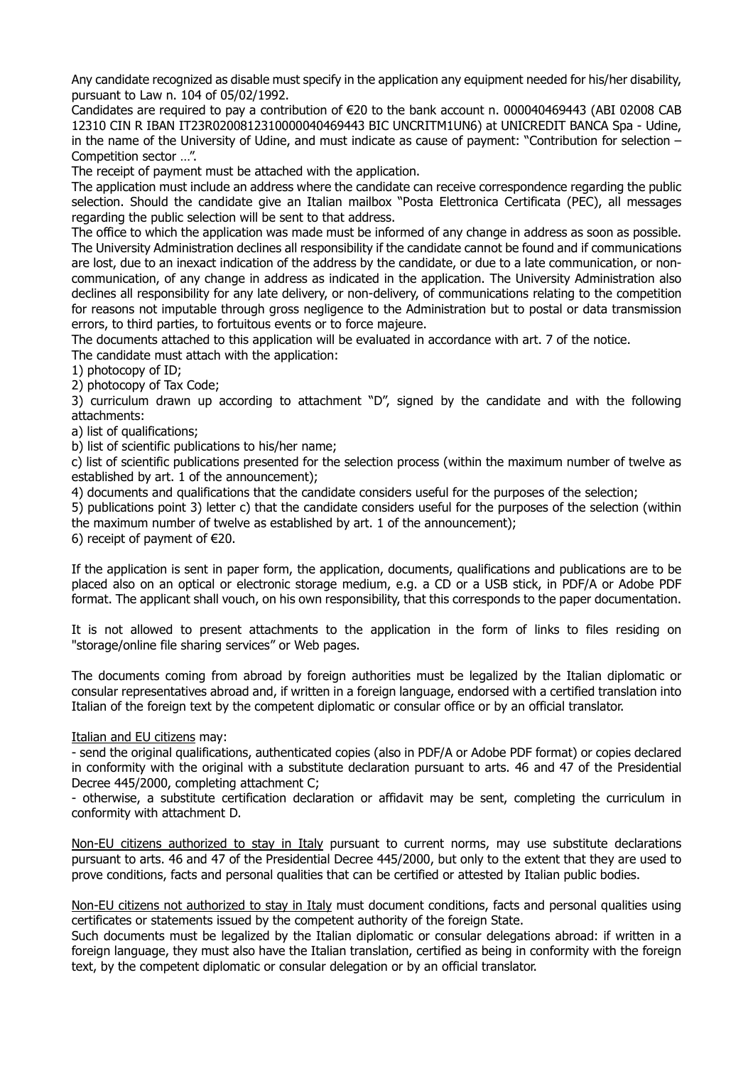Any candidate recognized as disable must specify in the application any equipment needed for his/her disability, pursuant to Law n. 104 of 05/02/1992.

Candidates are required to pay a contribution of €20 to the bank account n. 000040469443 (ABI 02008 CAB 12310 CIN R IBAN IT23R0200812310000040469443 BIC UNCRITM1UN6) at UNICREDIT BANCA Spa - Udine, in the name of the University of Udine, and must indicate as cause of payment: "Contribution for selection – Competition sector …".

The receipt of payment must be attached with the application.

The application must include an address where the candidate can receive correspondence regarding the public selection. Should the candidate give an Italian mailbox "Posta Elettronica Certificata (PEC), all messages regarding the public selection will be sent to that address.

The office to which the application was made must be informed of any change in address as soon as possible. The University Administration declines all responsibility if the candidate cannot be found and if communications are lost, due to an inexact indication of the address by the candidate, or due to a late communication, or non-communication, of any change in address as indicated in the application. The University Administration also declines all responsibility for any late delivery, or non-delivery, of communications relating to the competition for reasons not imputable through gross negligence to the Administration but to postal or data transmission errors, to third parties, to fortuitous events or to force majeure.

The documents attached to this application will be evaluated in accordance with art. 7 of the notice.

The candidate must attach with the application:

1) photocopy of ID;
2) photocopy of Tax Code;
3) curriculum drawn up according to attachment "D", signed by the candidate and with the following attachments:
   a) list of qualifications;
   b) list of scientific publications to his/her name;
   c) list of scientific publications presented for the selection process (within the maximum number of twelve as established by art. 1 of the announcement);
4) documents and qualifications that the candidate considers useful for the purposes of the selection;
5) publications point 3) letter c) that the candidate considers useful for the purposes of the selection (within the maximum number of twelve as established by art. 1 of the announcement);
6) receipt of payment of €20.

If the application is sent in paper form, the application, documents, qualifications and publications are to be placed also on an optical or electronic storage medium, e.g. a CD or a USB stick, in PDF/A or Adobe PDF format. The applicant shall vouch, on his own responsibility, that this corresponds to the paper documentation.

It is not allowed to present attachments to the application in the form of links to files residing on "storage/online file sharing services" or Web pages.

The documents coming from abroad by foreign authorities must be legalized by the Italian diplomatic or consular representatives abroad and, if written in a foreign language, endorsed with a certified translation into Italian of the foreign text by the competent diplomatic or consular office or by an official translator.

Italian and EU citizens may:

- send the original qualifications, authenticated copies (also in PDF/A or Adobe PDF format) or copies declared in conformity with the original with a substitute declaration pursuant to arts. 46 and 47 of the Presidential Decree 445/2000, completing attachment C;
- otherwise, a substitute certification declaration or affidavit may be sent, completing the curriculum in conformity with attachment D.

Non-EU citizens authorized to stay in Italy pursuant to current norms, may use substitute declarations pursuant to arts. 46 and 47 of the Presidential Decree 445/2000, but only to the extent that they are used to prove conditions, facts and personal qualities that can be certified or attested by Italian public bodies.

Non-EU citizens not authorized to stay in Italy must document conditions, facts and personal qualities using certificates or statements issued by the competent authority of the foreign State.

Such documents must be legalized by the Italian diplomatic or consular delegations abroad: if written in a foreign language, they must also have the Italian translation, certified as being in conformity with the foreign text, by the competent diplomatic or consular delegation or by an official translator.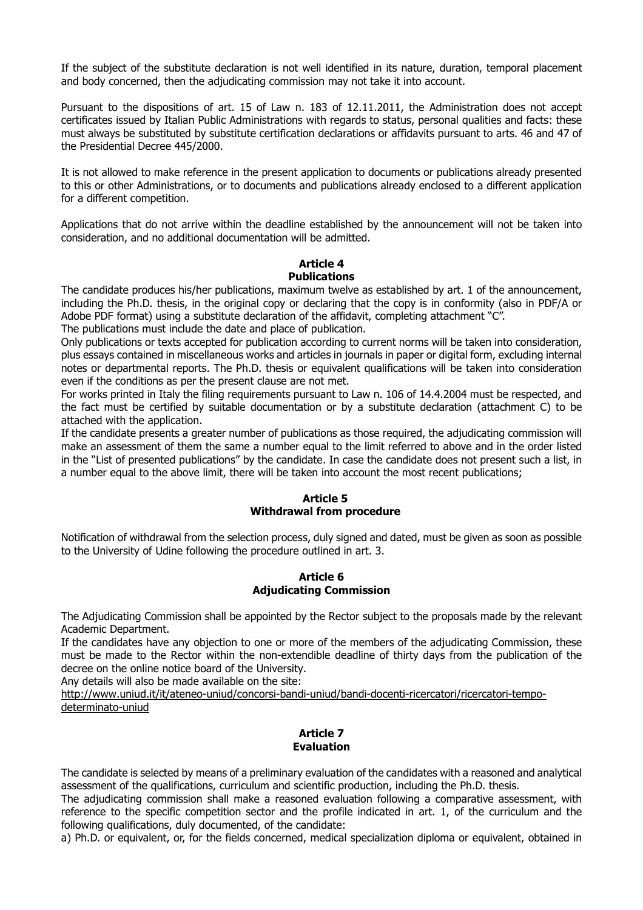If the subject of the substitute declaration is not well identified in its nature, duration, temporal placement and body concerned, then the adjudicating commission may not take it into account.

Pursuant to the dispositions of art. 15 of Law n. 183 of 12.11.2011, the Administration does not accept certificates issued by Italian Public Administrations with regards to status, personal qualities and facts: these must always be substituted by substitute certification declarations or affidavits pursuant to arts. 46 and 47 of the Presidential Decree 445/2000.

It is not allowed to make reference in the present application to documents or publications already presented to this or other Administrations, or to documents and publications already enclosed to a different application for a different competition.

Applications that do not arrive within the deadline established by the announcement will not be taken into consideration, and no additional documentation will be admitted.

## Article 4
## Publications

The candidate produces his/her publications, maximum twelve as established by art. 1 of the announcement, including the Ph.D. thesis, in the original copy or declaring that the copy is in conformity (also in PDF/A or Adobe PDF format) using a substitute declaration of the affidavit, completing attachment "C".

The publications must include the date and place of publication.

Only publications or texts accepted for publication according to current norms will be taken into consideration, plus essays contained in miscellaneous works and articles in journals in paper or digital form, excluding internal notes or departmental reports. The Ph.D. thesis or equivalent qualifications will be taken into consideration even if the conditions as per the present clause are not met.

For works printed in Italy the filing requirements pursuant to Law n. 106 of 14.4.2004 must be respected, and the fact must be certified by suitable documentation or by a substitute declaration (attachment C) to be attached with the application.

If the candidate presents a greater number of publications as those required, the adjudicating commission will make an assessment of them the same a number equal to the limit referred to above and in the order listed in the "List of presented publications" by the candidate. In case the candidate does not present such a list, in a number equal to the above limit, there will be taken into account the most recent publications;

## Article 5
## Withdrawal from procedure

Notification of withdrawal from the selection process, duly signed and dated, must be given as soon as possible to the University of Udine following the procedure outlined in art. 3.

## Article 6
## Adjudicating Commission

The Adjudicating Commission shall be appointed by the Rector subject to the proposals made by the relevant Academic Department.

If the candidates have any objection to one or more of the members of the adjudicating Commission, these must be made to the Rector within the non-extendible deadline of thirty days from the publication of the decree on the online notice board of the University.

Any details will also be made available on the site:
http://www.uniud.it/it/ateneo-uniud/concorsi-bandi-uniud/bandi-docenti-ricercatori/ricercatori-tempo-determinato-uniud

## Article 7
## Evaluation

The candidate is selected by means of a preliminary evaluation of the candidates with a reasoned and analytical assessment of the qualifications, curriculum and scientific production, including the Ph.D. thesis.

The adjudicating commission shall make a reasoned evaluation following a comparative assessment, with reference to the specific competition sector and the profile indicated in art. 1, of the curriculum and the following qualifications, duly documented, of the candidate:

a) Ph.D. or equivalent, or, for the fields concerned, medical specialization diploma or equivalent, obtained in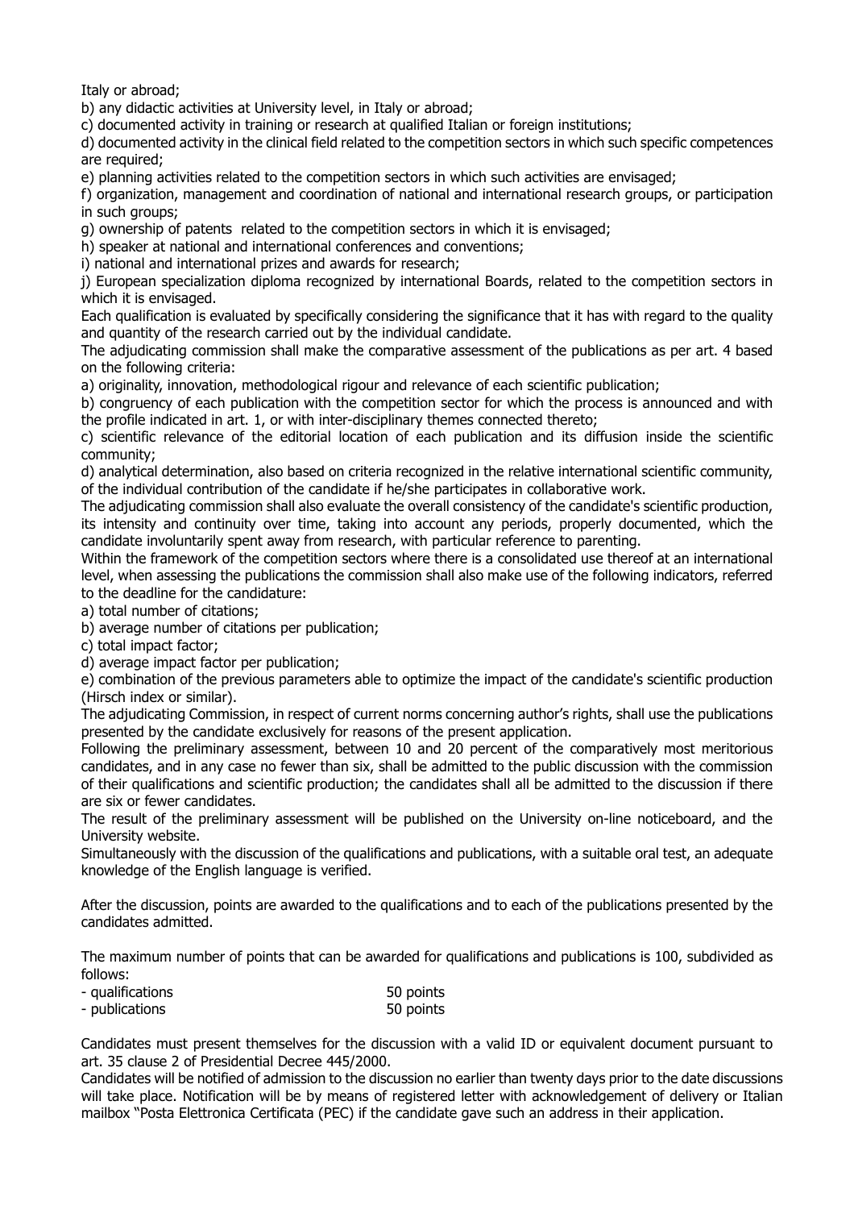Italy or abroad;

b) any didactic activities at University level, in Italy or abroad;

c) documented activity in training or research at qualified Italian or foreign institutions;

d) documented activity in the clinical field related to the competition sectors in which such specific competences are required;

e) planning activities related to the competition sectors in which such activities are envisaged;

f) organization, management and coordination of national and international research groups, or participation in such groups;

g) ownership of patents related to the competition sectors in which it is envisaged;

h) speaker at national and international conferences and conventions;

i) national and international prizes and awards for research;

j) European specialization diploma recognized by international Boards, related to the competition sectors in which it is envisaged.

Each qualification is evaluated by specifically considering the significance that it has with regard to the quality and quantity of the research carried out by the individual candidate.

The adjudicating commission shall make the comparative assessment of the publications as per art. 4 based on the following criteria:

a) originality, innovation, methodological rigour and relevance of each scientific publication;

b) congruency of each publication with the competition sector for which the process is announced and with the profile indicated in art. 1, or with inter-disciplinary themes connected thereto;

c) scientific relevance of the editorial location of each publication and its diffusion inside the scientific community;

d) analytical determination, also based on criteria recognized in the relative international scientific community, of the individual contribution of the candidate if he/she participates in collaborative work.

The adjudicating commission shall also evaluate the overall consistency of the candidate's scientific production, its intensity and continuity over time, taking into account any periods, properly documented, which the candidate involuntarily spent away from research, with particular reference to parenting.

Within the framework of the competition sectors where there is a consolidated use thereof at an international level, when assessing the publications the commission shall also make use of the following indicators, referred to the deadline for the candidature:

a) total number of citations;

b) average number of citations per publication;

c) total impact factor;

d) average impact factor per publication;

e) combination of the previous parameters able to optimize the impact of the candidate's scientific production (Hirsch index or similar).

The adjudicating Commission, in respect of current norms concerning author's rights, shall use the publications presented by the candidate exclusively for reasons of the present application.

Following the preliminary assessment, between 10 and 20 percent of the comparatively most meritorious candidates, and in any case no fewer than six, shall be admitted to the public discussion with the commission of their qualifications and scientific production; the candidates shall all be admitted to the discussion if there are six or fewer candidates.

The result of the preliminary assessment will be published on the University on-line noticeboard, and the University website.

Simultaneously with the discussion of the qualifications and publications, with a suitable oral test, an adequate knowledge of the English language is verified.

After the discussion, points are awarded to the qualifications and to each of the publications presented by the candidates admitted.

The maximum number of points that can be awarded for qualifications and publications is 100, subdivided as follows:

- qualifications 50 points
- publications 50 points

Candidates must present themselves for the discussion with a valid ID or equivalent document pursuant to art. 35 clause 2 of Presidential Decree 445/2000.

Candidates will be notified of admission to the discussion no earlier than twenty days prior to the date discussions will take place. Notification will be by means of registered letter with acknowledgement of delivery or Italian mailbox "Posta Elettronica Certificata (PEC) if the candidate gave such an address in their application.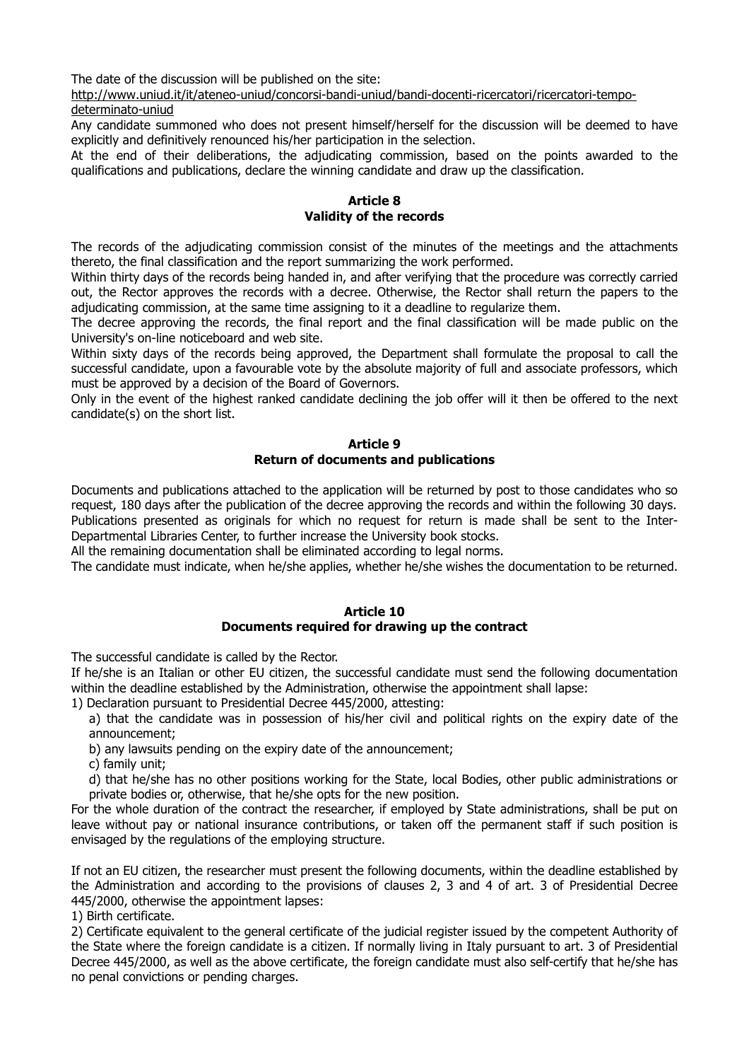The date of the discussion will be published on the site:
http://www.uniud.it/it/ateneo-uniud/concorsi-bandi-uniud/bandi-docenti-ricercatori/ricercatori-tempo-determinato-uniud

Any candidate summoned who does not present himself/herself for the discussion will be deemed to have explicitly and definitively renounced his/her participation in the selection.

At the end of their deliberations, the adjudicating commission, based on the points awarded to the qualifications and publications, declare the winning candidate and draw up the classification.

## Article 8
## Validity of the records

The records of the adjudicating commission consist of the minutes of the meetings and the attachments thereto, the final classification and the report summarizing the work performed.

Within thirty days of the records being handed in, and after verifying that the procedure was correctly carried out, the Rector approves the records with a decree. Otherwise, the Rector shall return the papers to the adjudicating commission, at the same time assigning to it a deadline to regularize them.

The decree approving the records, the final report and the final classification will be made public on the University's on-line noticeboard and web site.

Within sixty days of the records being approved, the Department shall formulate the proposal to call the successful candidate, upon a favourable vote by the absolute majority of full and associate professors, which must be approved by a decision of the Board of Governors.

Only in the event of the highest ranked candidate declining the job offer will it then be offered to the next candidate(s) on the short list.

## Article 9
## Return of documents and publications

Documents and publications attached to the application will be returned by post to those candidates who so request, 180 days after the publication of the decree approving the records and within the following 30 days. Publications presented as originals for which no request for return is made shall be sent to the Inter-Departmental Libraries Center, to further increase the University book stocks.

All the remaining documentation shall be eliminated according to legal norms.

The candidate must indicate, when he/she applies, whether he/she wishes the documentation to be returned.

## Article 10
## Documents required for drawing up the contract

The successful candidate is called by the Rector.

If he/she is an Italian or other EU citizen, the successful candidate must send the following documentation within the deadline established by the Administration, otherwise the appointment shall lapse:

1) Declaration pursuant to Presidential Decree 445/2000, attesting:
   a) that the candidate was in possession of his/her civil and political rights on the expiry date of the announcement;
   b) any lawsuits pending on the expiry date of the announcement;
   c) family unit;
   d) that he/she has no other positions working for the State, local Bodies, other public administrations or private bodies or, otherwise, that he/she opts for the new position.

For the whole duration of the contract the researcher, if employed by State administrations, shall be put on leave without pay or national insurance contributions, or taken off the permanent staff if such position is envisaged by the regulations of the employing structure.

If not an EU citizen, the researcher must present the following documents, within the deadline established by the Administration and according to the provisions of clauses 2, 3 and 4 of art. 3 of Presidential Decree 445/2000, otherwise the appointment lapses:

1) Birth certificate.

2) Certificate equivalent to the general certificate of the judicial register issued by the competent Authority of the State where the foreign candidate is a citizen. If normally living in Italy pursuant to art. 3 of Presidential Decree 445/2000, as well as the above certificate, the foreign candidate must also self-certify that he/she has no penal convictions or pending charges.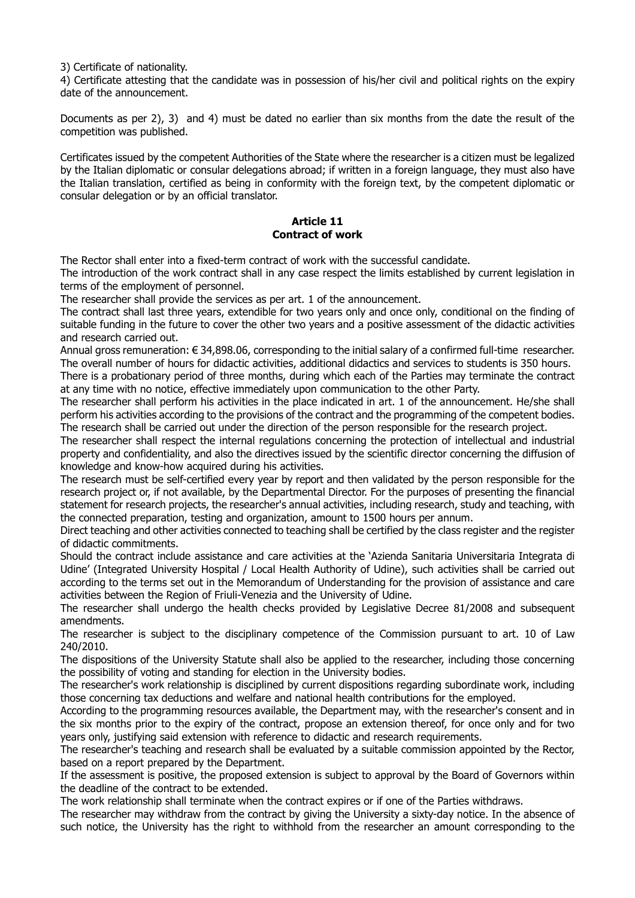3) Certificate of nationality.

4) Certificate attesting that the candidate was in possession of his/her civil and political rights on the expiry date of the announcement.

Documents as per 2), 3) and 4) must be dated no earlier than six months from the date the result of the competition was published.

Certificates issued by the competent Authorities of the State where the researcher is a citizen must be legalized by the Italian diplomatic or consular delegations abroad; if written in a foreign language, they must also have the Italian translation, certified as being in conformity with the foreign text, by the competent diplomatic or consular delegation or by an official translator.

### Article 11
### Contract of work

The Rector shall enter into a fixed-term contract of work with the successful candidate.

The introduction of the work contract shall in any case respect the limits established by current legislation in terms of the employment of personnel.

The researcher shall provide the services as per art. 1 of the announcement.

The contract shall last three years, extendible for two years only and once only, conditional on the finding of suitable funding in the future to cover the other two years and a positive assessment of the didactic activities and research carried out.

Annual gross remuneration: € 34,898.06, corresponding to the initial salary of a confirmed full-time researcher.

The overall number of hours for didactic activities, additional didactics and services to students is 350 hours.

There is a probationary period of three months, during which each of the Parties may terminate the contract at any time with no notice, effective immediately upon communication to the other Party.

The researcher shall perform his activities in the place indicated in art. 1 of the announcement. He/she shall perform his activities according to the provisions of the contract and the programming of the competent bodies. The research shall be carried out under the direction of the person responsible for the research project.

The researcher shall respect the internal regulations concerning the protection of intellectual and industrial property and confidentiality, and also the directives issued by the scientific director concerning the diffusion of knowledge and know-how acquired during his activities.

The research must be self-certified every year by report and then validated by the person responsible for the research project or, if not available, by the Departmental Director. For the purposes of presenting the financial statement for research projects, the researcher's annual activities, including research, study and teaching, with the connected preparation, testing and organization, amount to 1500 hours per annum.

Direct teaching and other activities connected to teaching shall be certified by the class register and the register of didactic commitments.

Should the contract include assistance and care activities at the 'Azienda Sanitaria Universitaria Integrata di Udine' (Integrated University Hospital / Local Health Authority of Udine), such activities shall be carried out according to the terms set out in the Memorandum of Understanding for the provision of assistance and care activities between the Region of Friuli-Venezia and the University of Udine.

The researcher shall undergo the health checks provided by Legislative Decree 81/2008 and subsequent amendments.

The researcher is subject to the disciplinary competence of the Commission pursuant to art. 10 of Law 240/2010.

The dispositions of the University Statute shall also be applied to the researcher, including those concerning the possibility of voting and standing for election in the University bodies.

The researcher's work relationship is disciplined by current dispositions regarding subordinate work, including those concerning tax deductions and welfare and national health contributions for the employed.

According to the programming resources available, the Department may, with the researcher's consent and in the six months prior to the expiry of the contract, propose an extension thereof, for once only and for two years only, justifying said extension with reference to didactic and research requirements.

The researcher's teaching and research shall be evaluated by a suitable commission appointed by the Rector, based on a report prepared by the Department.

If the assessment is positive, the proposed extension is subject to approval by the Board of Governors within the deadline of the contract to be extended.

The work relationship shall terminate when the contract expires or if one of the Parties withdraws.

The researcher may withdraw from the contract by giving the University a sixty-day notice. In the absence of such notice, the University has the right to withhold from the researcher an amount corresponding to the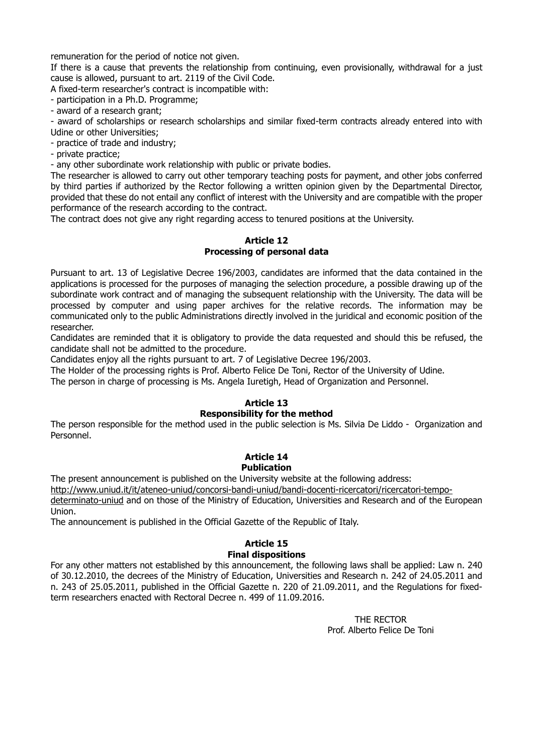remuneration for the period of notice not given.

If there is a cause that prevents the relationship from continuing, even provisionally, withdrawal for a just cause is allowed, pursuant to art. 2119 of the Civil Code.

A fixed-term researcher's contract is incompatible with:

- participation in a Ph.D. Programme;
- award of a research grant;
- award of scholarships or research scholarships and similar fixed-term contracts already entered into with Udine or other Universities;
- practice of trade and industry;
- private practice;
- any other subordinate work relationship with public or private bodies.

The researcher is allowed to carry out other temporary teaching posts for payment, and other jobs conferred by third parties if authorized by the Rector following a written opinion given by the Departmental Director, provided that these do not entail any conflict of interest with the University and are compatible with the proper performance of the research according to the contract.

The contract does not give any right regarding access to tenured positions at the University.

## Article 12
## Processing of personal data

Pursuant to art. 13 of Legislative Decree 196/2003, candidates are informed that the data contained in the applications is processed for the purposes of managing the selection procedure, a possible drawing up of the subordinate work contract and of managing the subsequent relationship with the University. The data will be processed by computer and using paper archives for the relative records. The information may be communicated only to the public Administrations directly involved in the juridical and economic position of the researcher.

Candidates are reminded that it is obligatory to provide the data requested and should this be refused, the candidate shall not be admitted to the procedure.

Candidates enjoy all the rights pursuant to art. 7 of Legislative Decree 196/2003.

The Holder of the processing rights is Prof. Alberto Felice De Toni, Rector of the University of Udine.

The person in charge of processing is Ms. Angela Iuretigh, Head of Organization and Personnel.

## Article 13
## Responsibility for the method

The person responsible for the method used in the public selection is Ms. Silvia De Liddo - Organization and Personnel.

## Article 14
## Publication

The present announcement is published on the University website at the following address: http://www.uniud.it/it/ateneo-uniud/concorsi-bandi-uniud/bandi-docenti-ricercatori/ricercatori-tempo-determinato-uniud and on those of the Ministry of Education, Universities and Research and of the European Union.

The announcement is published in the Official Gazette of the Republic of Italy.

## Article 15
## Final dispositions

For any other matters not established by this announcement, the following laws shall be applied: Law n. 240 of 30.12.2010, the decrees of the Ministry of Education, Universities and Research n. 242 of 24.05.2011 and n. 243 of 25.05.2011, published in the Official Gazette n. 220 of 21.09.2011, and the Regulations for fixed-term researchers enacted with Rectoral Decree n. 499 of 11.09.2016.

THE RECTOR
Prof. Alberto Felice De Toni